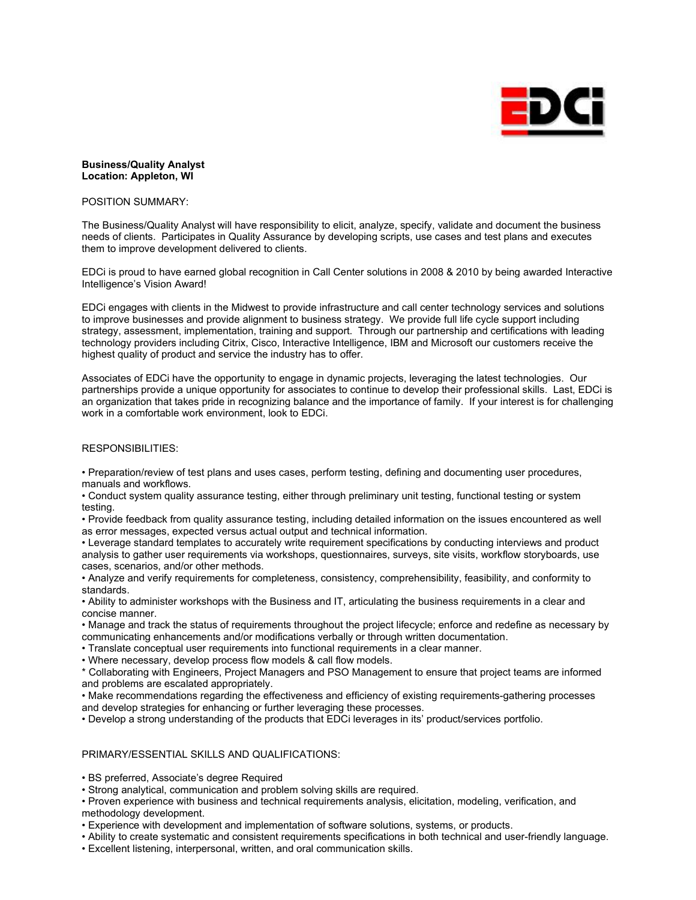**Business/Quality Analyst**
**Location: Appleton, WI**

POSITION SUMMARY:

The Business/Quality Analyst will have responsibility to elicit, analyze, specify, validate and document the business needs of clients. Participates in Quality Assurance by developing scripts, use cases and test plans and executes them to improve development delivered to clients.

EDCi is proud to have earned global recognition in Call Center solutions in 2008 & 2010 by being awarded Interactive Intelligence's Vision Award!

EDCi engages with clients in the Midwest to provide infrastructure and call center technology services and solutions to improve businesses and provide alignment to business strategy. We provide full life cycle support including strategy, assessment, implementation, training and support. Through our partnership and certifications with leading technology providers including Citrix, Cisco, Interactive Intelligence, IBM and Microsoft our customers receive the highest quality of product and service the industry has to offer.

Associates of EDCi have the opportunity to engage in dynamic projects, leveraging the latest technologies. Our partnerships provide a unique opportunity for associates to continue to develop their professional skills. Last, EDCi is an organization that takes pride in recognizing balance and the importance of family. If your interest is for challenging work in a comfortable work environment, look to EDCi.

RESPONSIBILITIES:

- Preparation/review of test plans and uses cases, perform testing, defining and documenting user procedures, manuals and workflows.
- Conduct system quality assurance testing, either through preliminary unit testing, functional testing or system testing.
- Provide feedback from quality assurance testing, including detailed information on the issues encountered as well as error messages, expected versus actual output and technical information.
- Leverage standard templates to accurately write requirement specifications by conducting interviews and product analysis to gather user requirements via workshops, questionnaires, surveys, site visits, workflow storyboards, use cases, scenarios, and/or other methods.
- Analyze and verify requirements for completeness, consistency, comprehensibility, feasibility, and conformity to standards.
- Ability to administer workshops with the Business and IT, articulating the business requirements in a clear and concise manner.
- Manage and track the status of requirements throughout the project lifecycle; enforce and redefine as necessary by communicating enhancements and/or modifications verbally or through written documentation.
- Translate conceptual user requirements into functional requirements in a clear manner.
- Where necessary, develop process flow models & call flow models.

* Collaborating with Engineers, Project Managers and PSO Management to ensure that project teams are informed and problems are escalated appropriately.

- Make recommendations regarding the effectiveness and efficiency of existing requirements-gathering processes and develop strategies for enhancing or further leveraging these processes.
- Develop a strong understanding of the products that EDCi leverages in its' product/services portfolio.

PRIMARY/ESSENTIAL SKILLS AND QUALIFICATIONS:

- BS preferred, Associate's degree Required
- Strong analytical, communication and problem solving skills are required.
- Proven experience with business and technical requirements analysis, elicitation, modeling, verification, and methodology development.
- Experience with development and implementation of software solutions, systems, or products.
- Ability to create systematic and consistent requirements specifications in both technical and user-friendly language.
- Excellent listening, interpersonal, written, and oral communication skills.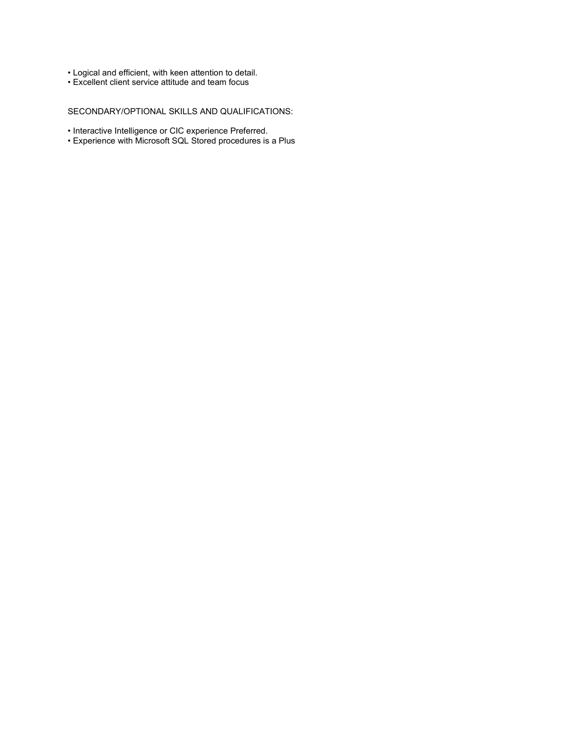- Logical and efficient, with keen attention to detail.
- Excellent client service attitude and team focus

SECONDARY/OPTIONAL SKILLS AND QUALIFICATIONS:

- Interactive Intelligence or CIC experience Preferred.
- Experience with Microsoft SQL Stored procedures is a Plus